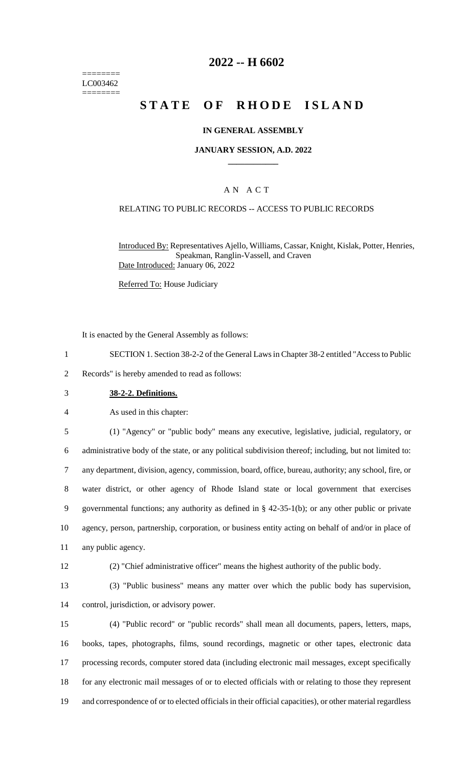========
LC003462
========

# 2022 -- H 6602

# STATE OF RHODE ISLAND

**IN GENERAL ASSEMBLY**

**JANUARY SESSION, A.D. 2022**

____________

A N A C T

RELATING TO PUBLIC RECORDS -- ACCESS TO PUBLIC RECORDS

Introduced By: Representatives Ajello, Williams, Cassar, Knight, Kislak, Potter, Henries, Speakman, Ranglin-Vassell, and Craven

Date Introduced: January 06, 2022

Referred To: House Judiciary

It is enacted by the General Assembly as follows:

1 SECTION 1. Section 38-2-2 of the General Laws in Chapter 38-2 entitled "Access to Public
2 Records" is hereby amended to read as follows:

3 **38-2-2. Definitions.**

4 As used in this chapter:

5 (1) "Agency" or "public body" means any executive, legislative, judicial, regulatory, or
6 administrative body of the state, or any political subdivision thereof; including, but not limited to:
7 any department, division, agency, commission, board, office, bureau, authority; any school, fire, or
8 water district, or other agency of Rhode Island state or local government that exercises
9 governmental functions; any authority as defined in § 42-35-1(b); or any other public or private
10 agency, person, partnership, corporation, or business entity acting on behalf of and/or in place of
11 any public agency.

12 (2) "Chief administrative officer" means the highest authority of the public body.

13 (3) "Public business" means any matter over which the public body has supervision,
14 control, jurisdiction, or advisory power.

15 (4) "Public record" or "public records" shall mean all documents, papers, letters, maps,
16 books, tapes, photographs, films, sound recordings, magnetic or other tapes, electronic data
17 processing records, computer stored data (including electronic mail messages, except specifically
18 for any electronic mail messages of or to elected officials with or relating to those they represent
19 and correspondence of or to elected officials in their official capacities), or other material regardless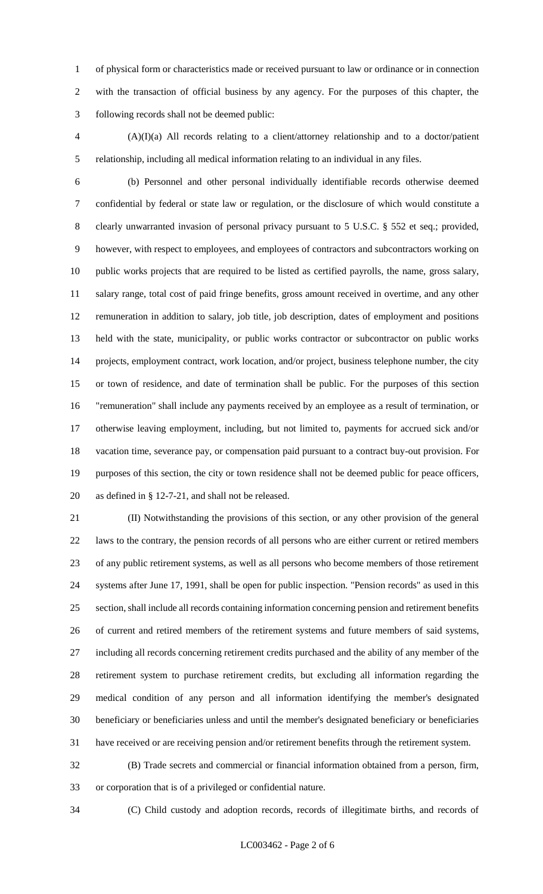of physical form or characteristics made or received pursuant to law or ordinance or in connection with the transaction of official business by any agency. For the purposes of this chapter, the following records shall not be deemed public:

(A)(I)(a) All records relating to a client/attorney relationship and to a doctor/patient relationship, including all medical information relating to an individual in any files.

(b) Personnel and other personal individually identifiable records otherwise deemed confidential by federal or state law or regulation, or the disclosure of which would constitute a clearly unwarranted invasion of personal privacy pursuant to 5 U.S.C. § 552 et seq.; provided, however, with respect to employees, and employees of contractors and subcontractors working on public works projects that are required to be listed as certified payrolls, the name, gross salary, salary range, total cost of paid fringe benefits, gross amount received in overtime, and any other remuneration in addition to salary, job title, job description, dates of employment and positions held with the state, municipality, or public works contractor or subcontractor on public works projects, employment contract, work location, and/or project, business telephone number, the city or town of residence, and date of termination shall be public. For the purposes of this section "remuneration" shall include any payments received by an employee as a result of termination, or otherwise leaving employment, including, but not limited to, payments for accrued sick and/or vacation time, severance pay, or compensation paid pursuant to a contract buy-out provision. For purposes of this section, the city or town residence shall not be deemed public for peace officers, as defined in § 12-7-21, and shall not be released.

(II) Notwithstanding the provisions of this section, or any other provision of the general laws to the contrary, the pension records of all persons who are either current or retired members of any public retirement systems, as well as all persons who become members of those retirement systems after June 17, 1991, shall be open for public inspection. "Pension records" as used in this section, shall include all records containing information concerning pension and retirement benefits of current and retired members of the retirement systems and future members of said systems, including all records concerning retirement credits purchased and the ability of any member of the retirement system to purchase retirement credits, but excluding all information regarding the medical condition of any person and all information identifying the member's designated beneficiary or beneficiaries unless and until the member's designated beneficiary or beneficiaries have received or are receiving pension and/or retirement benefits through the retirement system.

(B) Trade secrets and commercial or financial information obtained from a person, firm, or corporation that is of a privileged or confidential nature.

(C) Child custody and adoption records, records of illegitimate births, and records of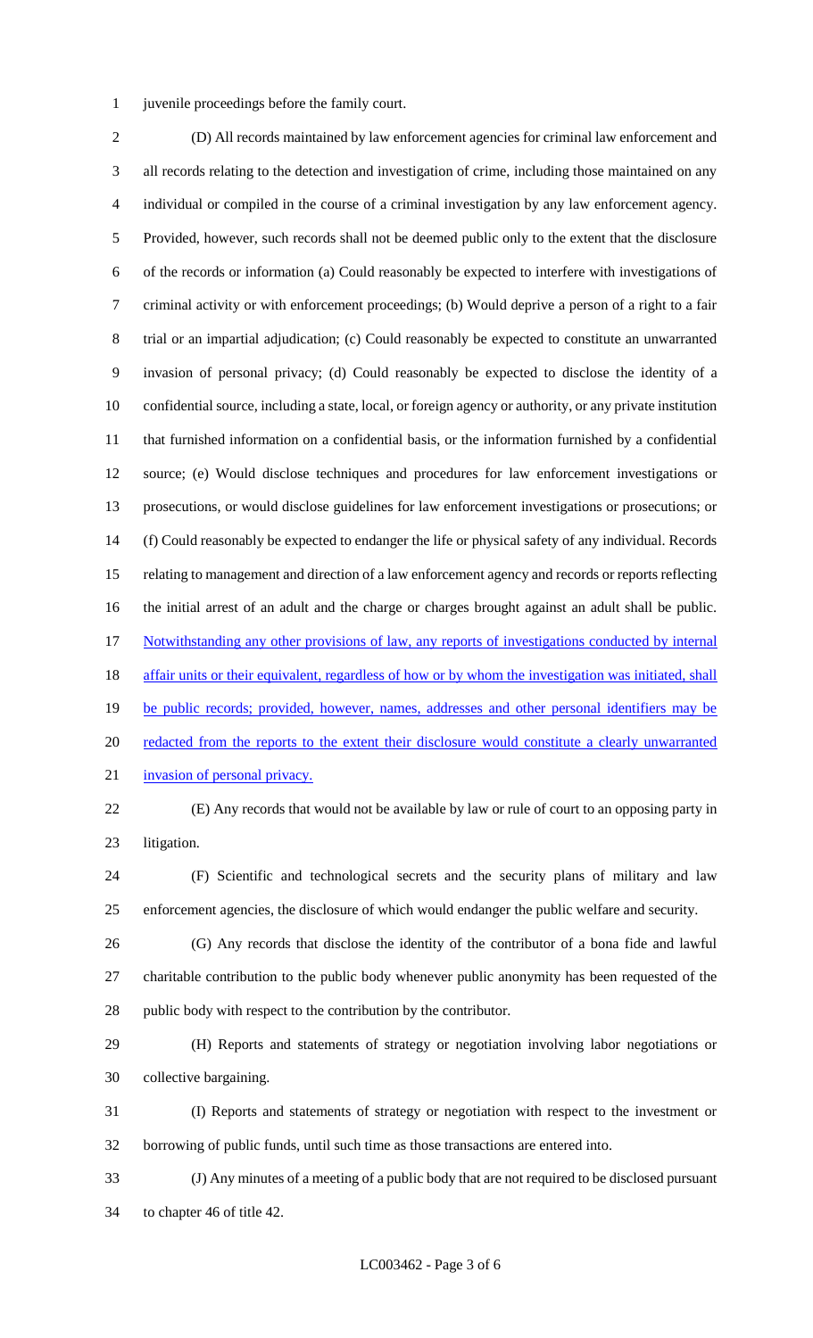juvenile proceedings before the family court.

(D) All records maintained by law enforcement agencies for criminal law enforcement and all records relating to the detection and investigation of crime, including those maintained on any individual or compiled in the course of a criminal investigation by any law enforcement agency. Provided, however, such records shall not be deemed public only to the extent that the disclosure of the records or information (a) Could reasonably be expected to interfere with investigations of criminal activity or with enforcement proceedings; (b) Would deprive a person of a right to a fair trial or an impartial adjudication; (c) Could reasonably be expected to constitute an unwarranted invasion of personal privacy; (d) Could reasonably be expected to disclose the identity of a confidential source, including a state, local, or foreign agency or authority, or any private institution that furnished information on a confidential basis, or the information furnished by a confidential source; (e) Would disclose techniques and procedures for law enforcement investigations or prosecutions, or would disclose guidelines for law enforcement investigations or prosecutions; or (f) Could reasonably be expected to endanger the life or physical safety of any individual. Records relating to management and direction of a law enforcement agency and records or reports reflecting the initial arrest of an adult and the charge or charges brought against an adult shall be public. Notwithstanding any other provisions of law, any reports of investigations conducted by internal affair units or their equivalent, regardless of how or by whom the investigation was initiated, shall be public records; provided, however, names, addresses and other personal identifiers may be redacted from the reports to the extent their disclosure would constitute a clearly unwarranted invasion of personal privacy.

(E) Any records that would not be available by law or rule of court to an opposing party in litigation.

(F) Scientific and technological secrets and the security plans of military and law enforcement agencies, the disclosure of which would endanger the public welfare and security.

(G) Any records that disclose the identity of the contributor of a bona fide and lawful charitable contribution to the public body whenever public anonymity has been requested of the public body with respect to the contribution by the contributor.

(H) Reports and statements of strategy or negotiation involving labor negotiations or collective bargaining.

(I) Reports and statements of strategy or negotiation with respect to the investment or borrowing of public funds, until such time as those transactions are entered into.

(J) Any minutes of a meeting of a public body that are not required to be disclosed pursuant to chapter 46 of title 42.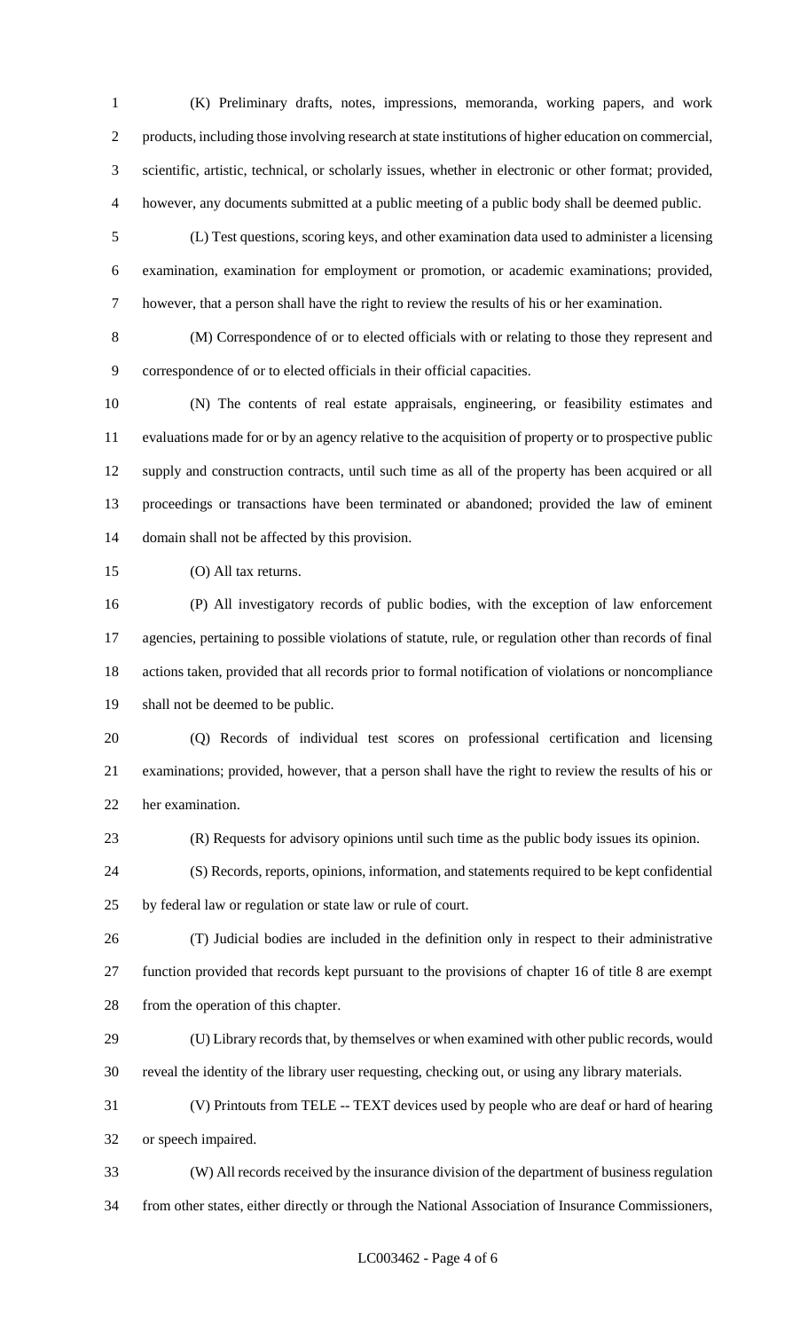(K) Preliminary drafts, notes, impressions, memoranda, working papers, and work products, including those involving research at state institutions of higher education on commercial, scientific, artistic, technical, or scholarly issues, whether in electronic or other format; provided, however, any documents submitted at a public meeting of a public body shall be deemed public.

(L) Test questions, scoring keys, and other examination data used to administer a licensing examination, examination for employment or promotion, or academic examinations; provided, however, that a person shall have the right to review the results of his or her examination.

(M) Correspondence of or to elected officials with or relating to those they represent and correspondence of or to elected officials in their official capacities.

(N) The contents of real estate appraisals, engineering, or feasibility estimates and evaluations made for or by an agency relative to the acquisition of property or to prospective public supply and construction contracts, until such time as all of the property has been acquired or all proceedings or transactions have been terminated or abandoned; provided the law of eminent domain shall not be affected by this provision.

(O) All tax returns.

(P) All investigatory records of public bodies, with the exception of law enforcement agencies, pertaining to possible violations of statute, rule, or regulation other than records of final actions taken, provided that all records prior to formal notification of violations or noncompliance shall not be deemed to be public.

(Q) Records of individual test scores on professional certification and licensing examinations; provided, however, that a person shall have the right to review the results of his or her examination.

(R) Requests for advisory opinions until such time as the public body issues its opinion.

(S) Records, reports, opinions, information, and statements required to be kept confidential by federal law or regulation or state law or rule of court.

(T) Judicial bodies are included in the definition only in respect to their administrative function provided that records kept pursuant to the provisions of chapter 16 of title 8 are exempt from the operation of this chapter.

(U) Library records that, by themselves or when examined with other public records, would reveal the identity of the library user requesting, checking out, or using any library materials.

(V) Printouts from TELE -- TEXT devices used by people who are deaf or hard of hearing or speech impaired.

(W) All records received by the insurance division of the department of business regulation from other states, either directly or through the National Association of Insurance Commissioners,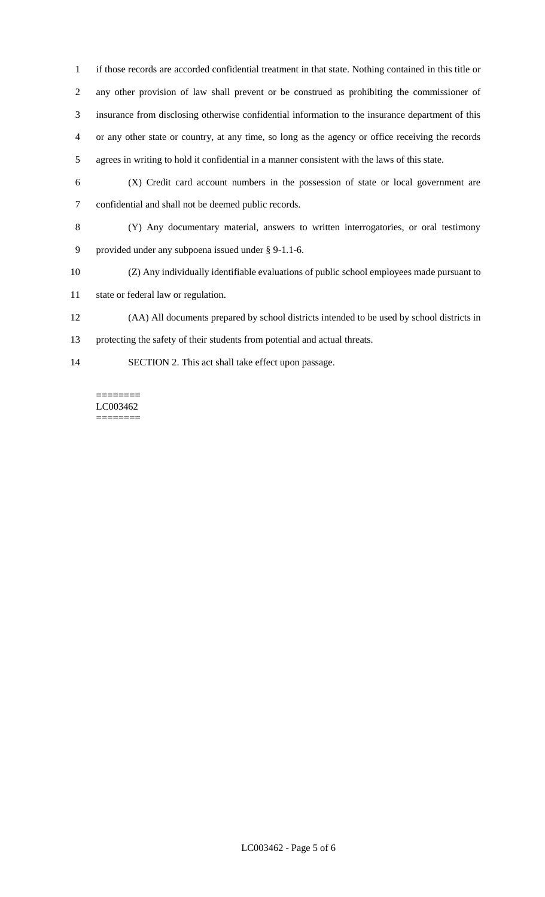if those records are accorded confidential treatment in that state. Nothing contained in this title or any other provision of law shall prevent or be construed as prohibiting the commissioner of insurance from disclosing otherwise confidential information to the insurance department of this or any other state or country, at any time, so long as the agency or office receiving the records agrees in writing to hold it confidential in a manner consistent with the laws of this state.

(X) Credit card account numbers in the possession of state or local government are confidential and shall not be deemed public records.

(Y) Any documentary material, answers to written interrogatories, or oral testimony provided under any subpoena issued under § 9-1.1-6.

(Z) Any individually identifiable evaluations of public school employees made pursuant to state or federal law or regulation.

(AA) All documents prepared by school districts intended to be used by school districts in protecting the safety of their students from potential and actual threats.

SECTION 2. This act shall take effect upon passage.

========
LC003462
========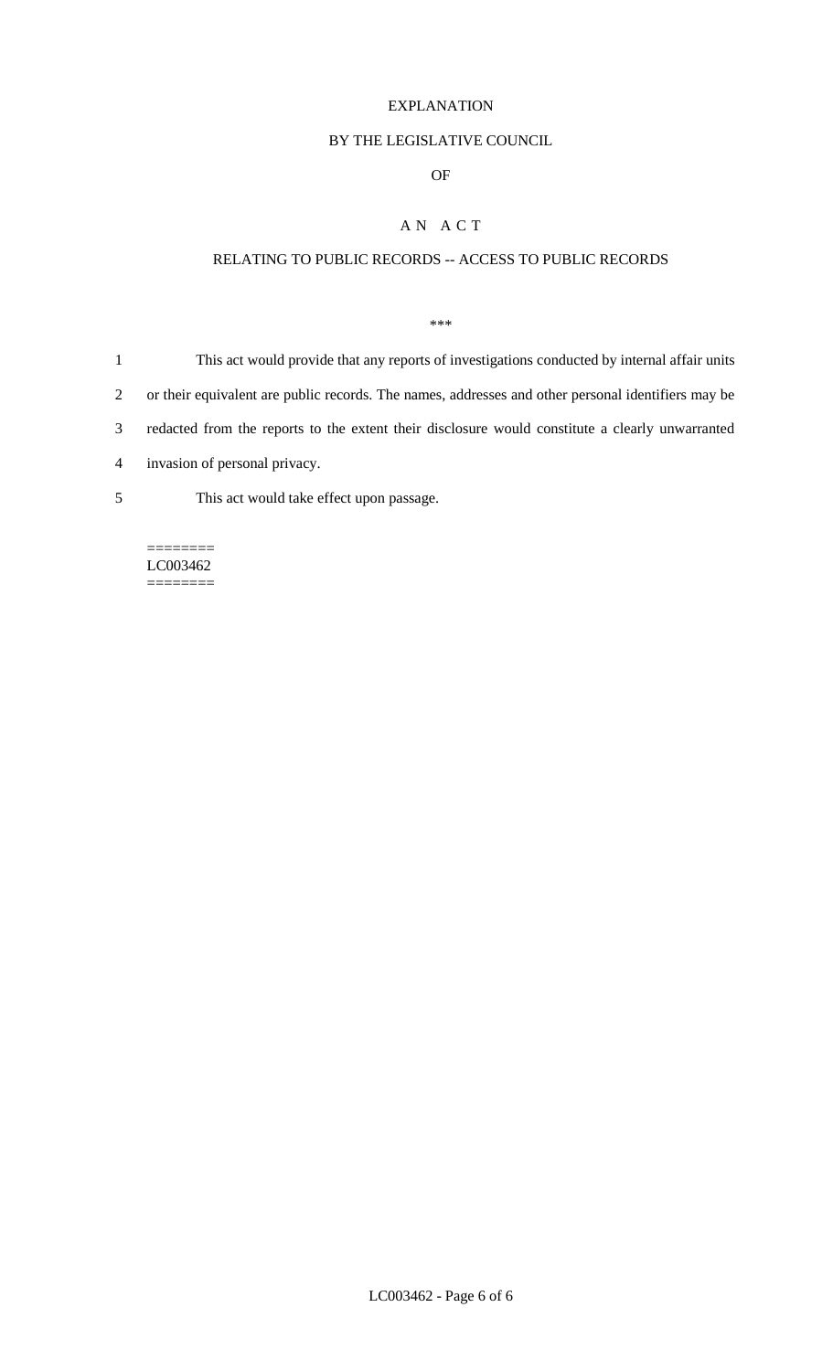EXPLANATION

BY THE LEGISLATIVE COUNCIL

OF

# A N A C T

RELATING TO PUBLIC RECORDS -- ACCESS TO PUBLIC RECORDS

\*\*\*

1 This act would provide that any reports of investigations conducted by internal affair units
2 or their equivalent are public records. The names, addresses and other personal identifiers may be
3 redacted from the reports to the extent their disclosure would constitute a clearly unwarranted
4 invasion of personal privacy.

5 This act would take effect upon passage.

========
LC003462
========